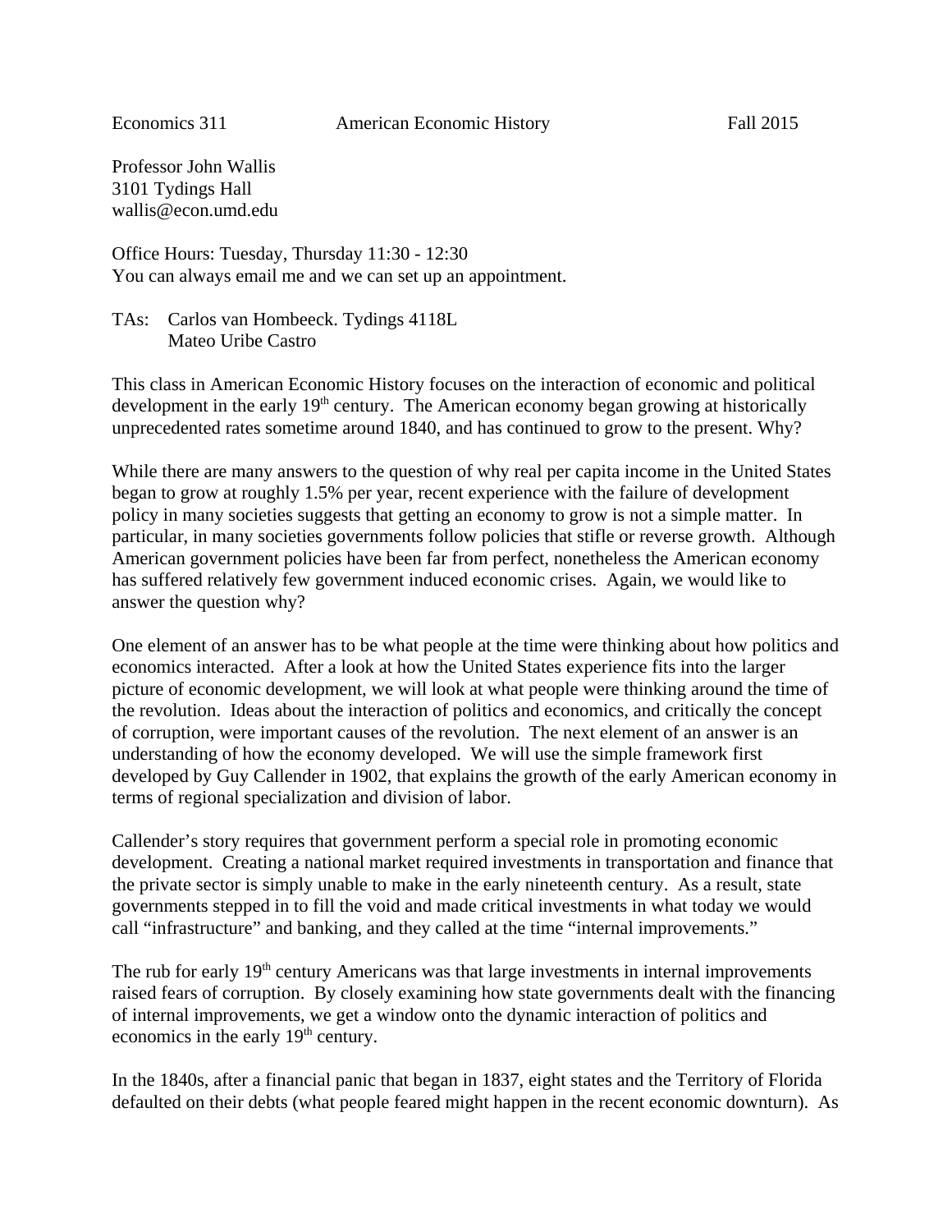Economics 311 American Economic History Fall 2015

Professor John Wallis
3101 Tydings Hall
wallis@econ.umd.edu

Office Hours: Tuesday, Thursday 11:30 - 12:30
You can always email me and we can set up an appointment.

TAs: Carlos van Hombeeck. Tydings 4118L
Mateo Uribe Castro

This class in American Economic History focuses on the interaction of economic and political development in the early 19th century. The American economy began growing at historically unprecedented rates sometime around 1840, and has continued to grow to the present. Why?

While there are many answers to the question of why real per capita income in the United States began to grow at roughly 1.5% per year, recent experience with the failure of development policy in many societies suggests that getting an economy to grow is not a simple matter. In particular, in many societies governments follow policies that stifle or reverse growth. Although American government policies have been far from perfect, nonetheless the American economy has suffered relatively few government induced economic crises. Again, we would like to answer the question why?

One element of an answer has to be what people at the time were thinking about how politics and economics interacted. After a look at how the United States experience fits into the larger picture of economic development, we will look at what people were thinking around the time of the revolution. Ideas about the interaction of politics and economics, and critically the concept of corruption, were important causes of the revolution. The next element of an answer is an understanding of how the economy developed. We will use the simple framework first developed by Guy Callender in 1902, that explains the growth of the early American economy in terms of regional specialization and division of labor.

Callender's story requires that government perform a special role in promoting economic development. Creating a national market required investments in transportation and finance that the private sector is simply unable to make in the early nineteenth century. As a result, state governments stepped in to fill the void and made critical investments in what today we would call "infrastructure" and banking, and they called at the time "internal improvements."

The rub for early 19th century Americans was that large investments in internal improvements raised fears of corruption. By closely examining how state governments dealt with the financing of internal improvements, we get a window onto the dynamic interaction of politics and economics in the early 19th century.

In the 1840s, after a financial panic that began in 1837, eight states and the Territory of Florida defaulted on their debts (what people feared might happen in the recent economic downturn). As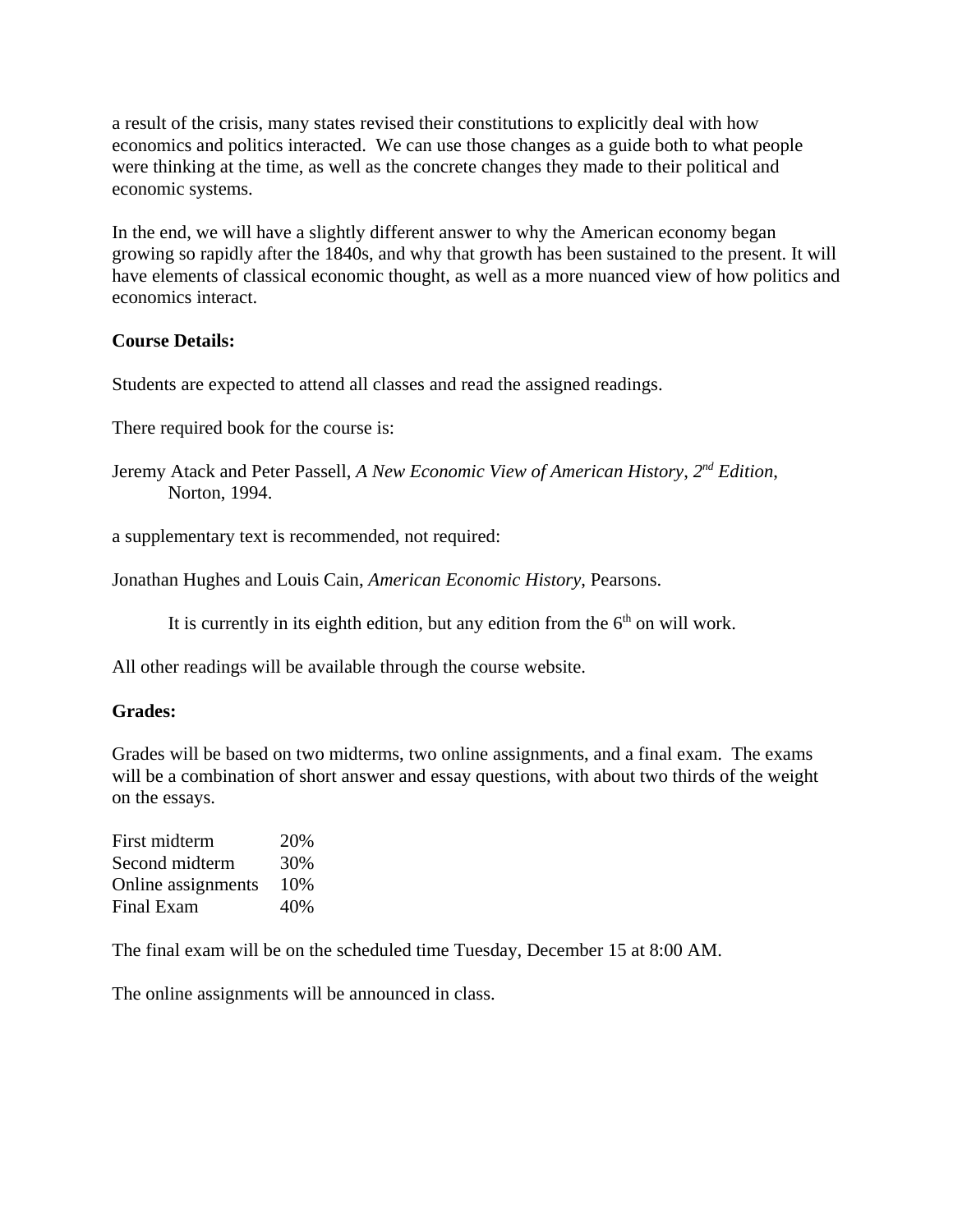a result of the crisis, many states revised their constitutions to explicitly deal with how economics and politics interacted. We can use those changes as a guide both to what people were thinking at the time, as well as the concrete changes they made to their political and economic systems.

In the end, we will have a slightly different answer to why the American economy began growing so rapidly after the 1840s, and why that growth has been sustained to the present. It will have elements of classical economic thought, as well as a more nuanced view of how politics and economics interact.

**Course Details:**

Students are expected to attend all classes and read the assigned readings.

There required book for the course is:

Jeremy Atack and Peter Passell, *A New Economic View of American History*, *2nd Edition*, Norton, 1994.

a supplementary text is recommended, not required:

Jonathan Hughes and Louis Cain, *American Economic History*, Pearsons.

It is currently in its eighth edition, but any edition from the 6th on will work.

All other readings will be available through the course website.

**Grades:**

Grades will be based on two midterms, two online assignments, and a final exam. The exams will be a combination of short answer and essay questions, with about two thirds of the weight on the essays.

| | |
|---|---|
| First midterm | 20% |
| Second midterm | 30% |
| Online assignments | 10% |
| Final Exam | 40% |

The final exam will be on the scheduled time Tuesday, December 15 at 8:00 AM.

The online assignments will be announced in class.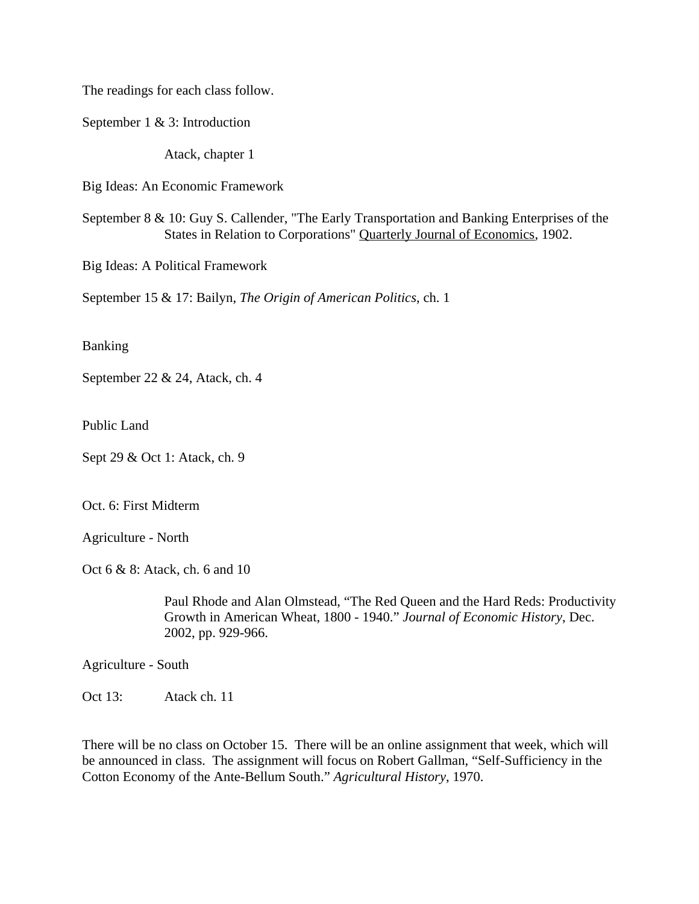The readings for each class follow.

September 1 & 3: Introduction

Atack, chapter 1

Big Ideas: An Economic Framework

September 8 & 10: Guy S. Callender, "The Early Transportation and Banking Enterprises of the States in Relation to Corporations" Quarterly Journal of Economics, 1902.

Big Ideas: A Political Framework

September 15 & 17: Bailyn, *The Origin of American Politics*, ch. 1

Banking

September 22 & 24, Atack, ch. 4

Public Land

Sept 29 & Oct 1: Atack, ch. 9

Oct. 6: First Midterm

Agriculture - North

Oct 6 & 8: Atack, ch. 6 and 10

Paul Rhode and Alan Olmstead, "The Red Queen and the Hard Reds: Productivity Growth in American Wheat, 1800 - 1940." *Journal of Economic History*, Dec. 2002, pp. 929-966.

Agriculture - South

Oct 13: Atack ch. 11

There will be no class on October 15. There will be an online assignment that week, which will be announced in class. The assignment will focus on Robert Gallman, "Self-Sufficiency in the Cotton Economy of the Ante-Bellum South." *Agricultural History*, 1970.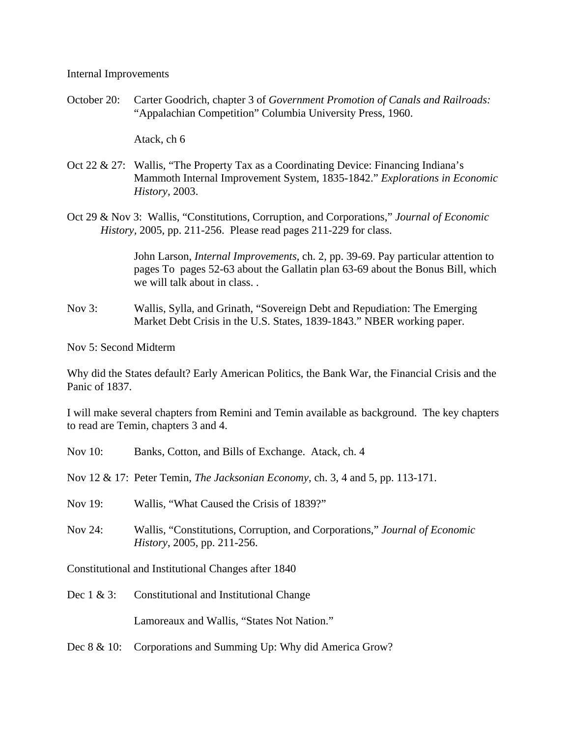Internal Improvements

October 20: Carter Goodrich, chapter 3 of *Government Promotion of Canals and Railroads:* "Appalachian Competition" Columbia University Press, 1960.

Atack, ch 6

Oct 22 & 27: Wallis, "The Property Tax as a Coordinating Device: Financing Indiana's Mammoth Internal Improvement System, 1835-1842." *Explorations in Economic History,* 2003.

Oct 29 & Nov 3: Wallis, "Constitutions, Corruption, and Corporations," *Journal of Economic History,* 2005, pp. 211-256. Please read pages 211-229 for class.

John Larson, *Internal Improvements*, ch. 2, pp. 39-69. Pay particular attention to pages To pages 52-63 about the Gallatin plan 63-69 about the Bonus Bill, which we will talk about in class. .

Nov 3: Wallis, Sylla, and Grinath, "Sovereign Debt and Repudiation: The Emerging Market Debt Crisis in the U.S. States, 1839-1843." NBER working paper.

Nov 5: Second Midterm

Why did the States default? Early American Politics, the Bank War, the Financial Crisis and the Panic of 1837.

I will make several chapters from Remini and Temin available as background. The key chapters to read are Temin, chapters 3 and 4.

Nov 10: Banks, Cotton, and Bills of Exchange. Atack, ch. 4

Nov 12 & 17: Peter Temin, *The Jacksonian Economy*, ch. 3, 4 and 5, pp. 113-171.

Nov 19: Wallis, "What Caused the Crisis of 1839?"

Nov 24: Wallis, "Constitutions, Corruption, and Corporations," *Journal of Economic History*, 2005, pp. 211-256.

Constitutional and Institutional Changes after 1840

Dec 1 & 3: Constitutional and Institutional Change

Lamoreaux and Wallis, "States Not Nation."

Dec 8 & 10: Corporations and Summing Up: Why did America Grow?